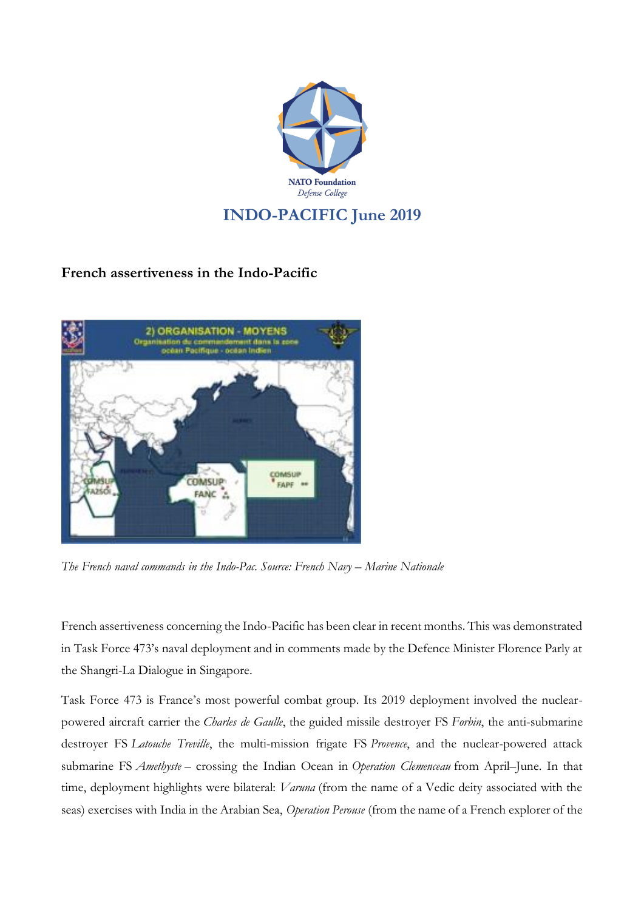NATO Foundation
*Defense College*

## INDO-PACIFIC June 2019

### French assertiveness in the Indo-Pacific

*The French naval commands in the Indo-Pac. Source: French Navy – Marine Nationale*

French assertiveness concerning the Indo-Pacific has been clear in recent months. This was demonstrated in Task Force 473's naval deployment and in comments made by the Defence Minister Florence Parly at the Shangri-La Dialogue in Singapore.

Task Force 473 is France's most powerful combat group. Its 2019 deployment involved the nuclear-powered aircraft carrier the *Charles de Gaulle*, the guided missile destroyer FS *Forbin*, the anti-submarine destroyer FS *Latouche Treville*, the multi-mission frigate FS *Provence*, and the nuclear-powered attack submarine FS *Amethyste* – crossing the Indian Ocean in *Operation Clemenceau* from April–June. In that time, deployment highlights were bilateral: *Varuna* (from the name of a Vedic deity associated with the seas) exercises with India in the Arabian Sea, *Operation Perouse* (from the name of a French explorer of the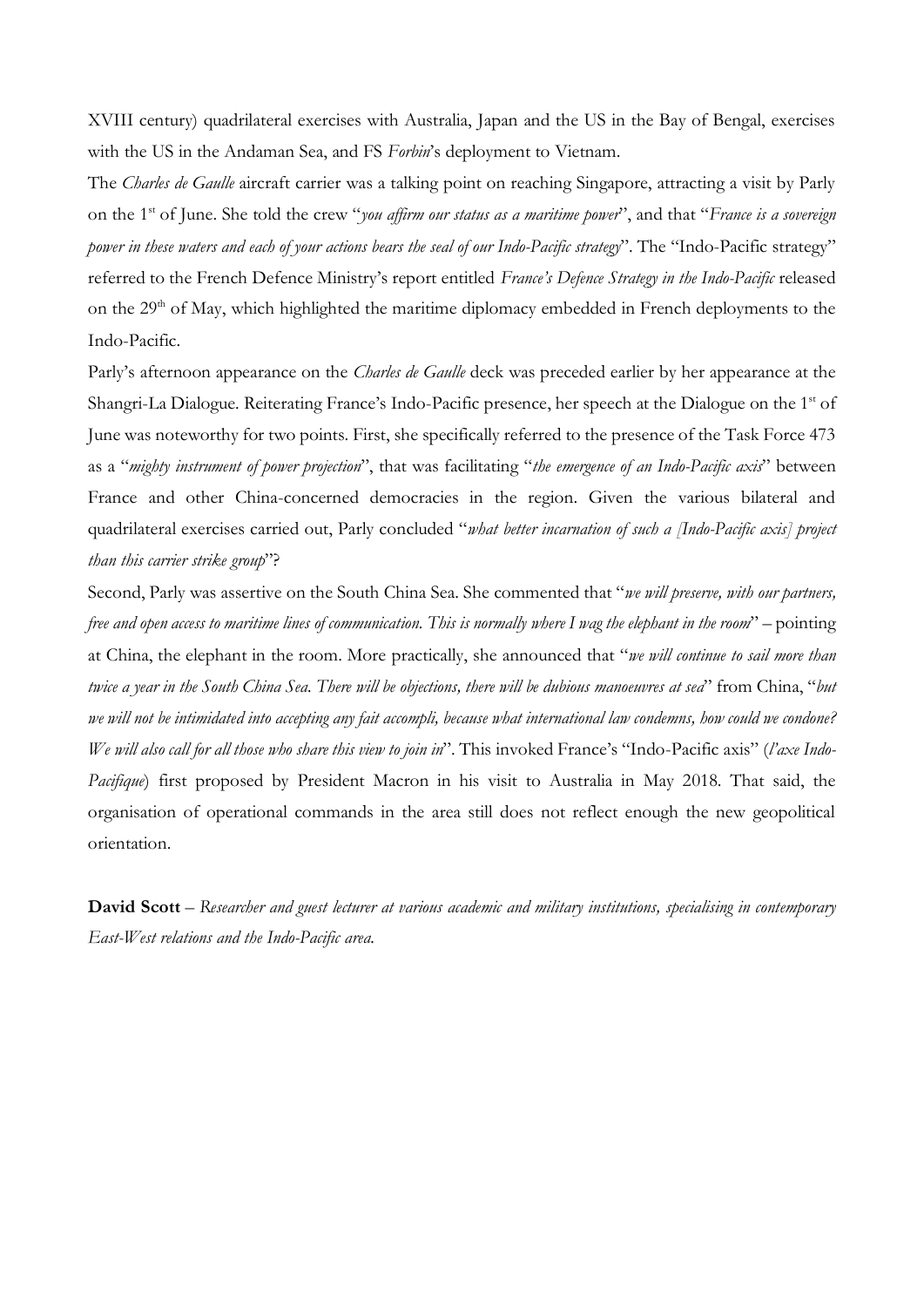XVIII century) quadrilateral exercises with Australia, Japan and the US in the Bay of Bengal, exercises with the US in the Andaman Sea, and FS *Forbin*'s deployment to Vietnam.

The *Charles de Gaulle* aircraft carrier was a talking point on reaching Singapore, attracting a visit by Parly on the 1st of June. She told the crew "*you affirm our status as a maritime power*", and that "*France is a sovereign power in these waters and each of your actions bears the seal of our Indo-Pacific strategy*". The "Indo-Pacific strategy" referred to the French Defence Ministry's report entitled *France's Defence Strategy in the Indo-Pacific* released on the 29th of May, which highlighted the maritime diplomacy embedded in French deployments to the Indo-Pacific.

Parly's afternoon appearance on the *Charles de Gaulle* deck was preceded earlier by her appearance at the Shangri-La Dialogue. Reiterating France's Indo-Pacific presence, her speech at the Dialogue on the 1st of June was noteworthy for two points. First, she specifically referred to the presence of the Task Force 473 as a "*mighty instrument of power projection*", that was facilitating "*the emergence of an Indo-Pacific axis*" between France and other China-concerned democracies in the region. Given the various bilateral and quadrilateral exercises carried out, Parly concluded "*what better incarnation of such a [Indo-Pacific axis] project than this carrier strike group*"?

Second, Parly was assertive on the South China Sea. She commented that "*we will preserve, with our partners, free and open access to maritime lines of communication. This is normally where I wag the elephant in the room*" – pointing at China, the elephant in the room. More practically, she announced that "*we will continue to sail more than twice a year in the South China Sea. There will be objections, there will be dubious manoeuvres at sea*" from China, "*but we will not be intimidated into accepting any fait accompli, because what international law condemns, how could we condone? We will also call for all those who share this view to join in*". This invoked France's "Indo-Pacific axis" (*l'axe Indo-Pacifique*) first proposed by President Macron in his visit to Australia in May 2018. That said, the organisation of operational commands in the area still does not reflect enough the new geopolitical orientation.

**David Scott** – *Researcher and guest lecturer at various academic and military institutions, specialising in contemporary East-West relations and the Indo-Pacific area.*